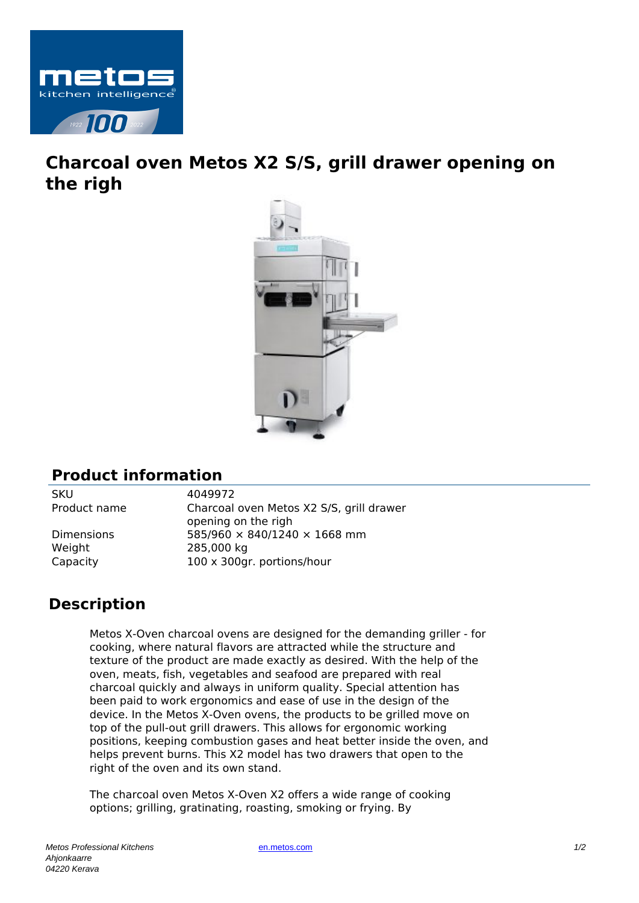# Charcoal oven Metos X2 S/S, grill drawer opening on the righ

## Product information

| | |
|---|---|
| SKU | 4049972 |
| Product name | Charcoal oven Metos X2 S/S, grill drawer opening on the righ |
| Dimensions | 585/960 × 840/1240 × 1668 mm |
| Weight | 285,000 kg |
| Capacity | 100 x 300gr. portions/hour |

## Description

Metos X-Oven charcoal ovens are designed for the demanding griller - for cooking, where natural flavors are attracted while the structure and texture of the product are made exactly as desired. With the help of the oven, meats, fish, vegetables and seafood are prepared with real charcoal quickly and always in uniform quality. Special attention has been paid to work ergonomics and ease of use in the design of the device. In the Metos X-Oven ovens, the products to be grilled move on top of the pull-out grill drawers. This allows for ergonomic working positions, keeping combustion gases and heat better inside the oven, and helps prevent burns. This X2 model has two drawers that open to the right of the oven and its own stand.

The charcoal oven Metos X-Oven X2 offers a wide range of cooking options; grilling, gratinating, roasting, smoking or frying. By

*Metos Professional Kitchens*
*Ahjonkaarre*
*04220 Kerava*

en.metos.com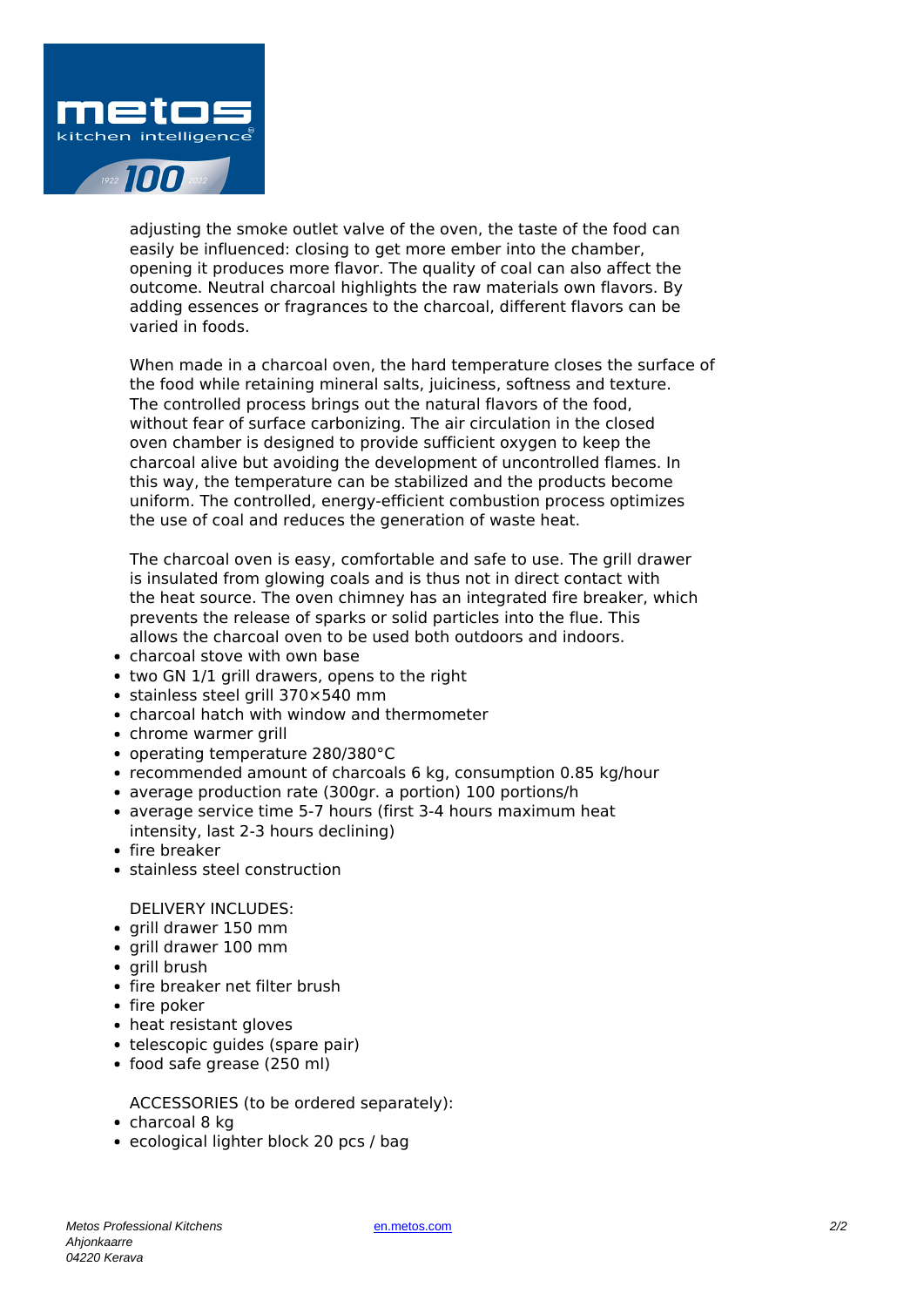adjusting the smoke outlet valve of the oven, the taste of the food can easily be influenced: closing to get more ember into the chamber, opening it produces more flavor. The quality of coal can also affect the outcome. Neutral charcoal highlights the raw materials own flavors. By adding essences or fragrances to the charcoal, different flavors can be varied in foods.

When made in a charcoal oven, the hard temperature closes the surface of the food while retaining mineral salts, juiciness, softness and texture. The controlled process brings out the natural flavors of the food, without fear of surface carbonizing. The air circulation in the closed oven chamber is designed to provide sufficient oxygen to keep the charcoal alive but avoiding the development of uncontrolled flames. In this way, the temperature can be stabilized and the products become uniform. The controlled, energy-efficient combustion process optimizes the use of coal and reduces the generation of waste heat.

The charcoal oven is easy, comfortable and safe to use. The grill drawer is insulated from glowing coals and is thus not in direct contact with the heat source. The oven chimney has an integrated fire breaker, which prevents the release of sparks or solid particles into the flue. This allows the charcoal oven to be used both outdoors and indoors.

- charcoal stove with own base
- two GN 1/1 grill drawers, opens to the right
- stainless steel grill 370×540 mm
- charcoal hatch with window and thermometer
- chrome warmer grill
- operating temperature 280/380°C
- recommended amount of charcoals 6 kg, consumption 0.85 kg/hour
- average production rate (300gr. a portion) 100 portions/h
- average service time 5-7 hours (first 3-4 hours maximum heat intensity, last 2-3 hours declining)
- fire breaker
- stainless steel construction

DELIVERY INCLUDES:

- grill drawer 150 mm
- grill drawer 100 mm
- grill brush
- fire breaker net filter brush
- fire poker
- heat resistant gloves
- telescopic guides (spare pair)
- food safe grease (250 ml)

ACCESSORIES (to be ordered separately):

- charcoal 8 kg
- ecological lighter block 20 pcs / bag